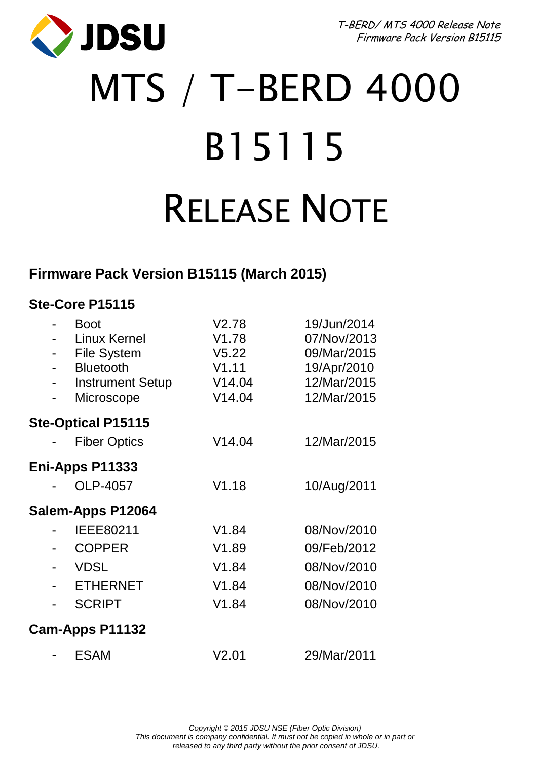# MTS / T-BERD 4000

# B15115

# Release Note

## Firmware Pack Version B15115 (March 2015)

### Ste-Core P15115

| | | |
|---|---|---|
| - Boot | V2.78 | 19/Jun/2014 |
| - Linux Kernel | V1.78 | 07/Nov/2013 |
| - File System | V5.22 | 09/Mar/2015 |
| - Bluetooth | V1.11 | 19/Apr/2010 |
| - Instrument Setup | V14.04 | 12/Mar/2015 |
| - Microscope | V14.04 | 12/Mar/2015 |

### Ste-Optical P15115

| | | |
|---|---|---|
| - Fiber Optics | V14.04 | 12/Mar/2015 |

### Eni-Apps P11333

| | | |
|---|---|---|
| - OLP-4057 | V1.18 | 10/Aug/2011 |

### Salem-Apps P12064

| | | |
|---|---|---|
| - IEEE80211 | V1.84 | 08/Nov/2010 |
| - COPPER | V1.89 | 09/Feb/2012 |
| - VDSL | V1.84 | 08/Nov/2010 |
| - ETHERNET | V1.84 | 08/Nov/2010 |
| - SCRIPT | V1.84 | 08/Nov/2010 |

### Cam-Apps P11132

| | | |
|---|---|---|
| - ESAM | V2.01 | 29/Mar/2011 |

*Copyright © 2015 JDSU NSE (Fiber Optic Division)*
*This document is company confidential. It must not be copied in whole or in part or released to any third party without the prior consent of JDSU.*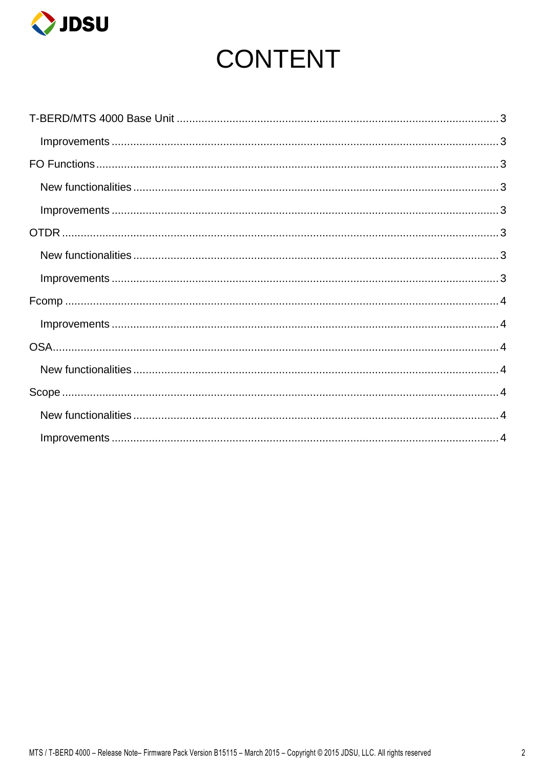# CONTENT

T-BERD/MTS 4000 Base Unit ........................................................................................................ 3

- Improvements ........................................................................................................................ 3

FO Functions .................................................................................................................................. 3

- New functionalities .................................................................................................................. 3
- Improvements ........................................................................................................................ 3

OTDR ............................................................................................................................................. 3

- New functionalities .................................................................................................................. 3
- Improvements ........................................................................................................................ 3

Fcomp ............................................................................................................................................ 4

- Improvements ........................................................................................................................ 4

OSA................................................................................................................................................ 4

- New functionalities .................................................................................................................. 4

Scope ............................................................................................................................................. 4

- New functionalities .................................................................................................................. 4
- Improvements ........................................................................................................................ 4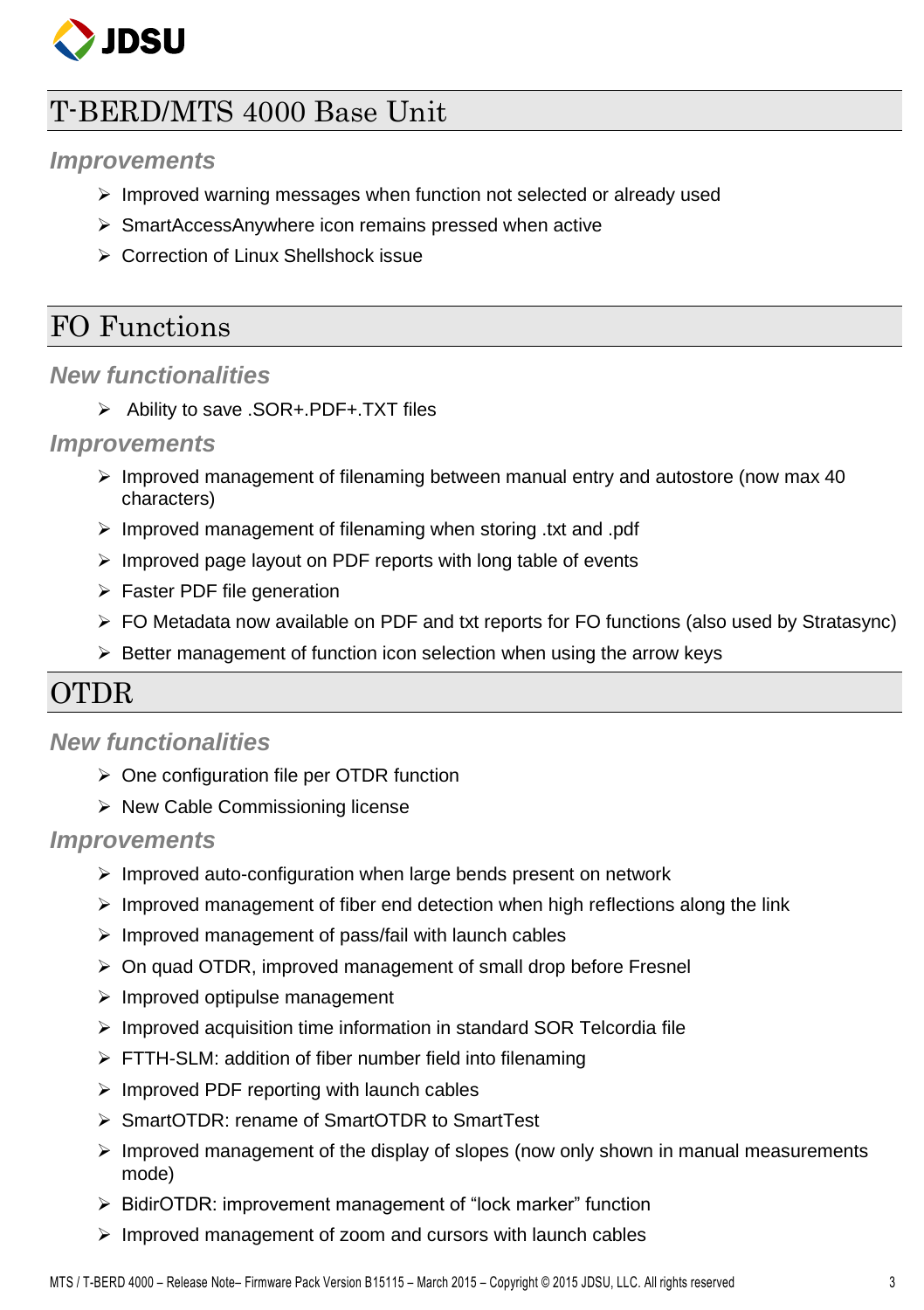# T-BERD/MTS 4000 Base Unit

### Improvements

- Improved warning messages when function not selected or already used
- SmartAccessAnywhere icon remains pressed when active
- Correction of Linux Shellshock issue

# FO Functions

### New functionalities

- Ability to save .SOR+.PDF+.TXT files

### Improvements

- Improved management of filenaming between manual entry and autostore (now max 40 characters)
- Improved management of filenaming when storing .txt and .pdf
- Improved page layout on PDF reports with long table of events
- Faster PDF file generation
- FO Metadata now available on PDF and txt reports for FO functions (also used by Stratasync)
- Better management of function icon selection when using the arrow keys

# OTDR

### New functionalities

- One configuration file per OTDR function
- New Cable Commissioning license

### Improvements

- Improved auto-configuration when large bends present on network
- Improved management of fiber end detection when high reflections along the link
- Improved management of pass/fail with launch cables
- On quad OTDR, improved management of small drop before Fresnel
- Improved optipulse management
- Improved acquisition time information in standard SOR Telcordia file
- FTTH-SLM: addition of fiber number field into filenaming
- Improved PDF reporting with launch cables
- SmartOTDR: rename of SmartOTDR to SmartTest
- Improved management of the display of slopes (now only shown in manual measurements mode)
- BidirOTDR: improvement management of "lock marker" function
- Improved management of zoom and cursors with launch cables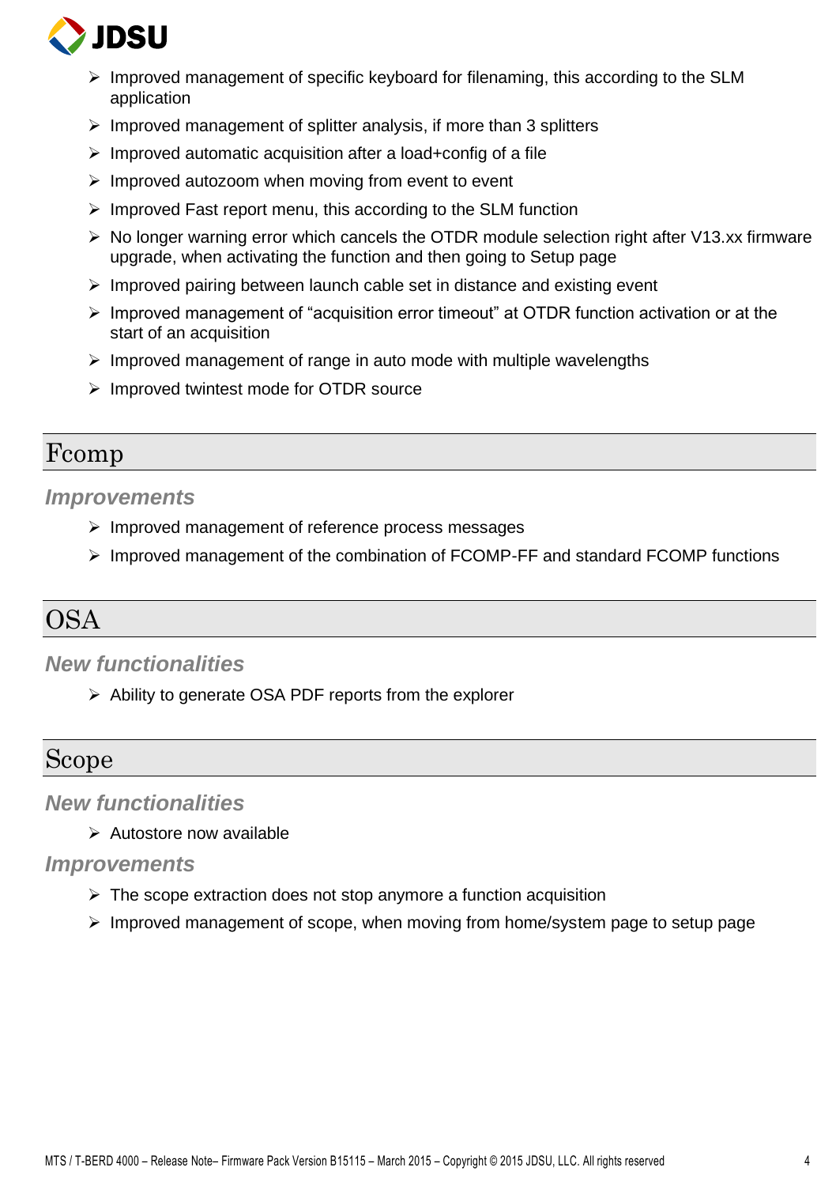- Improved management of specific keyboard for filenaming, this according to the SLM application
- Improved management of splitter analysis, if more than 3 splitters
- Improved automatic acquisition after a load+config of a file
- Improved autozoom when moving from event to event
- Improved Fast report menu, this according to the SLM function
- No longer warning error which cancels the OTDR module selection right after V13.xx firmware upgrade, when activating the function and then going to Setup page
- Improved pairing between launch cable set in distance and existing event
- Improved management of “acquisition error timeout” at OTDR function activation or at the start of an acquisition
- Improved management of range in auto mode with multiple wavelengths
- Improved twintest mode for OTDR source

## Fcomp

### *Improvements*

- Improved management of reference process messages
- Improved management of the combination of FCOMP-FF and standard FCOMP functions

## OSA

### *New functionalities*

- Ability to generate OSA PDF reports from the explorer

## Scope

### *New functionalities*

- Autostore now available

### *Improvements*

- The scope extraction does not stop anymore a function acquisition
- Improved management of scope, when moving from home/system page to setup page